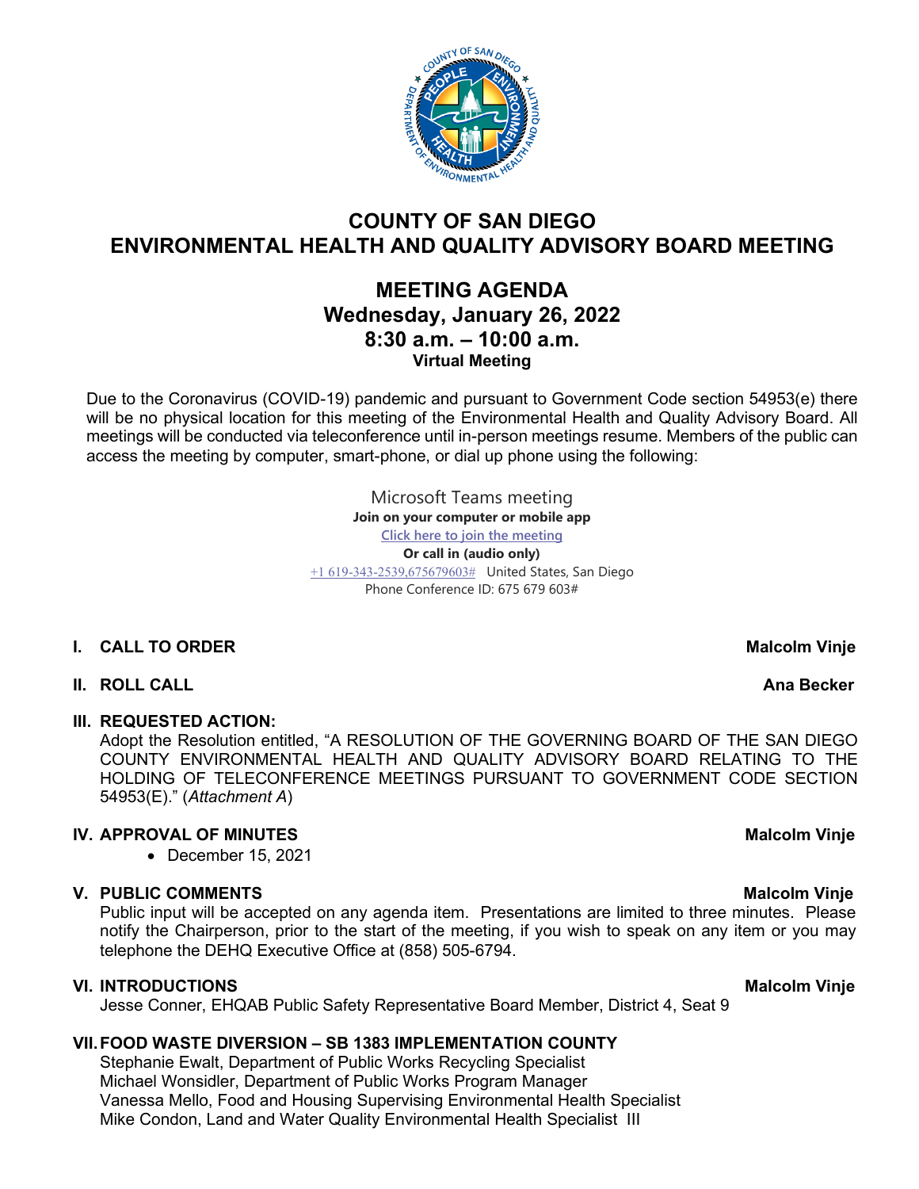# COUNTY OF SAN DIEGO
# ENVIRONMENTAL HEALTH AND QUALITY ADVISORY BOARD MEETING

## MEETING AGENDA
## Wednesday, January 26, 2022
## 8:30 a.m. – 10:00 a.m.
**Virtual Meeting**

Due to the Coronavirus (COVID-19) pandemic and pursuant to Government Code section 54953(e) there will be no physical location for this meeting of the Environmental Health and Quality Advisory Board. All meetings will be conducted via teleconference until in-person meetings resume. Members of the public can access the meeting by computer, smart-phone, or dial up phone using the following:

Microsoft Teams meeting
**Join on your computer or mobile app**
Click here to join the meeting
**Or call in (audio only)**
+1 619-343-2539,675679603# United States, San Diego
Phone Conference ID: 675 679 603#

**I. CALL TO ORDER** — **Malcolm Vinje**

**II. ROLL CALL** — **Ana Becker**

**III. REQUESTED ACTION:**
Adopt the Resolution entitled, "A RESOLUTION OF THE GOVERNING BOARD OF THE SAN DIEGO COUNTY ENVIRONMENTAL HEALTH AND QUALITY ADVISORY BOARD RELATING TO THE HOLDING OF TELECONFERENCE MEETINGS PURSUANT TO GOVERNMENT CODE SECTION 54953(E)." (*Attachment A*)

**IV. APPROVAL OF MINUTES** — **Malcolm Vinje**
- December 15, 2021

**V. PUBLIC COMMENTS** — **Malcolm Vinje**
Public input will be accepted on any agenda item. Presentations are limited to three minutes. Please notify the Chairperson, prior to the start of the meeting, if you wish to speak on any item or you may telephone the DEHQ Executive Office at (858) 505-6794.

**VI. INTRODUCTIONS** — **Malcolm Vinje**
Jesse Conner, EHQAB Public Safety Representative Board Member, District 4, Seat 9

**VII. FOOD WASTE DIVERSION – SB 1383 IMPLEMENTATION COUNTY**
Stephanie Ewalt, Department of Public Works Recycling Specialist
Michael Wonsidler, Department of Public Works Program Manager
Vanessa Mello, Food and Housing Supervising Environmental Health Specialist
Mike Condon, Land and Water Quality Environmental Health Specialist III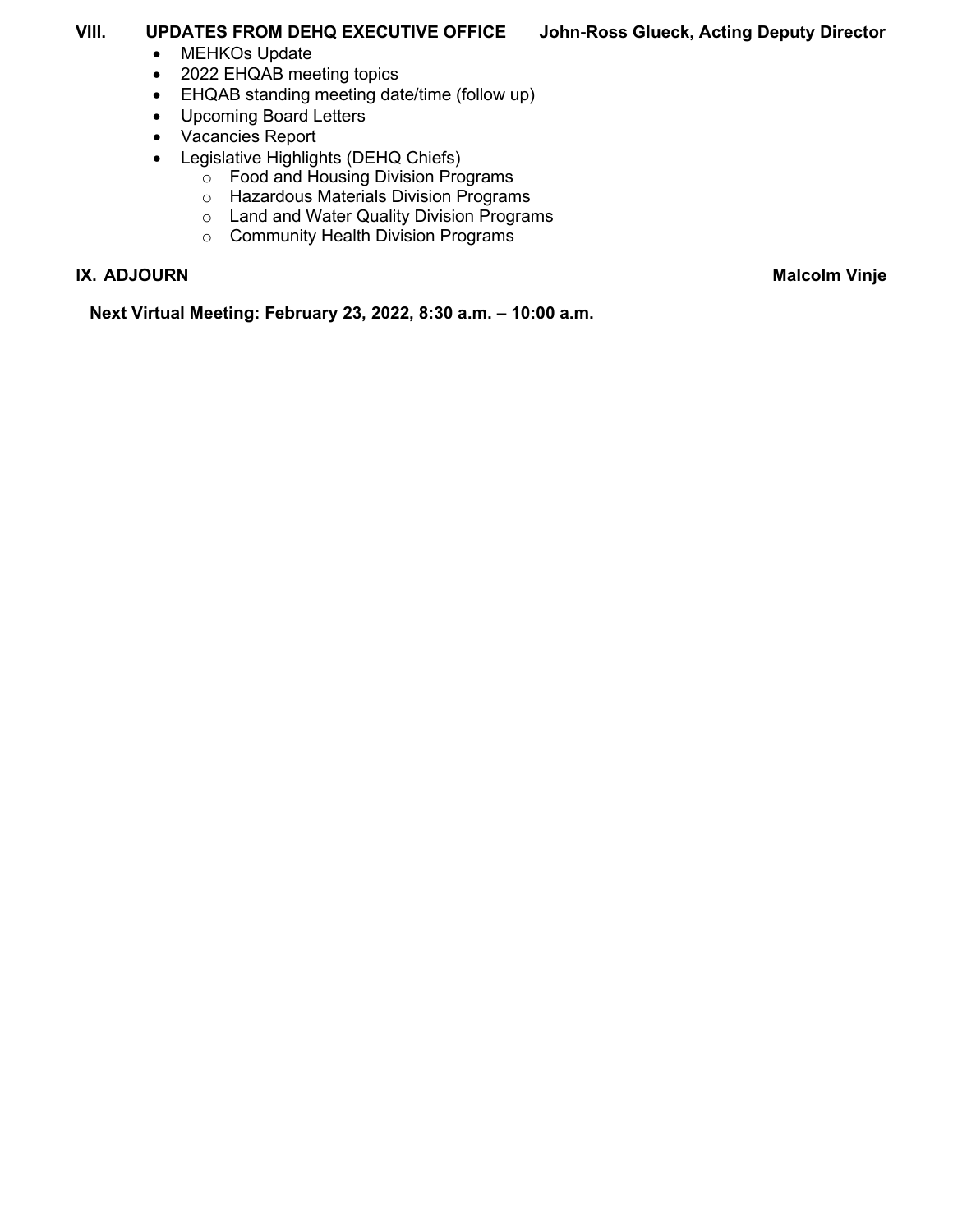## VIII. UPDATES FROM DEHQ EXECUTIVE OFFICE — John-Ross Glueck, Acting Deputy Director

- MEHKOs Update
- 2022 EHQAB meeting topics
- EHQAB standing meeting date/time (follow up)
- Upcoming Board Letters
- Vacancies Report
- Legislative Highlights (DEHQ Chiefs)
  - Food and Housing Division Programs
  - Hazardous Materials Division Programs
  - Land and Water Quality Division Programs
  - Community Health Division Programs

## IX. ADJOURN — Malcolm Vinje

**Next Virtual Meeting: February 23, 2022, 8:30 a.m. – 10:00 a.m.**